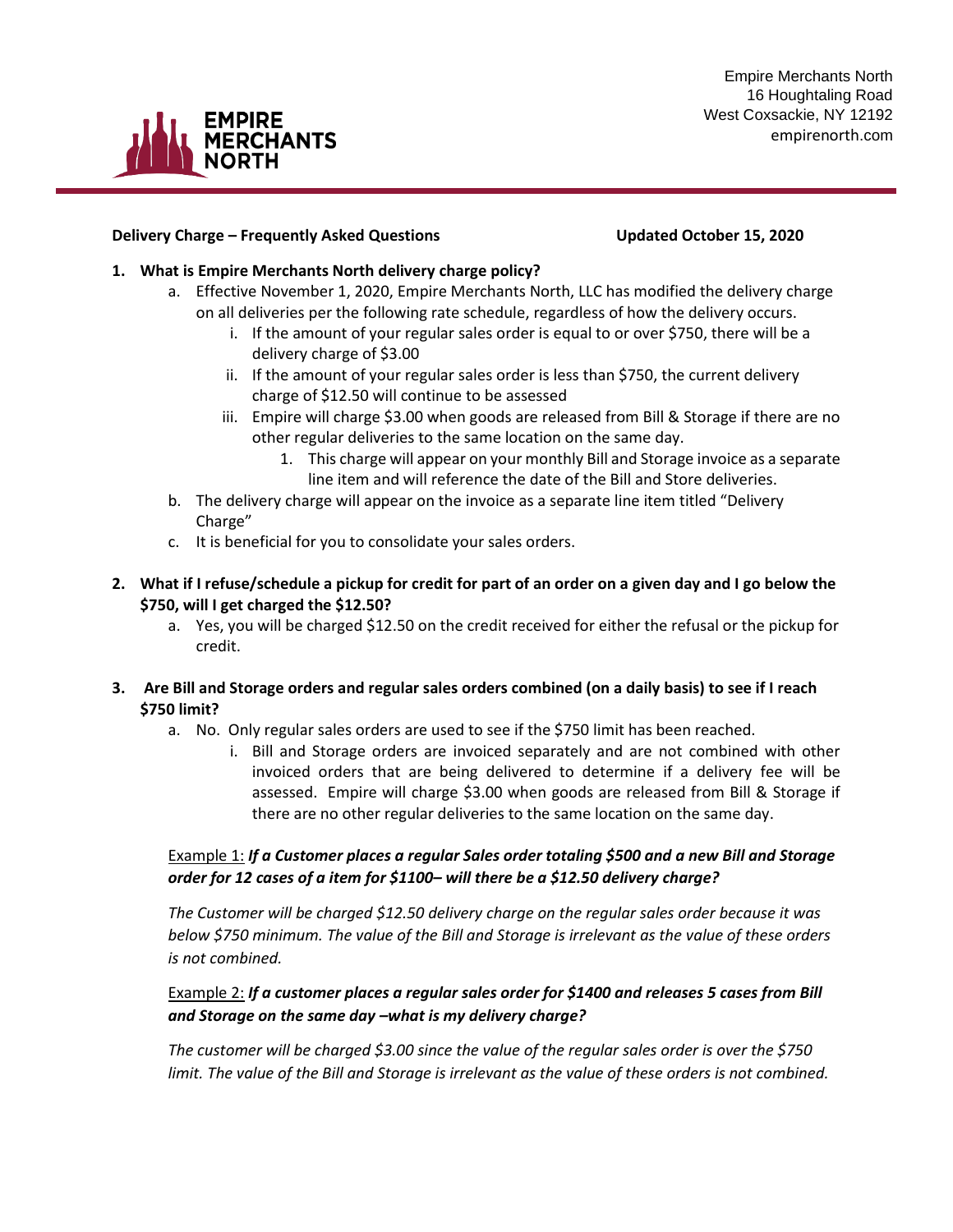Empire Merchants North
16 Houghtaling Road
West Coxsackie, NY 12192
empirenorth.com

**Delivery Charge – Frequently Asked Questions** **Updated October 15, 2020**

1. **What is Empire Merchants North delivery charge policy?**
   a. Effective November 1, 2020, Empire Merchants North, LLC has modified the delivery charge on all deliveries per the following rate schedule, regardless of how the delivery occurs.
      i. If the amount of your regular sales order is equal to or over $750, there will be a delivery charge of $3.00
      ii. If the amount of your regular sales order is less than $750, the current delivery charge of $12.50 will continue to be assessed
      iii. Empire will charge $3.00 when goods are released from Bill & Storage if there are no other regular deliveries to the same location on the same day.
         1. This charge will appear on your monthly Bill and Storage invoice as a separate line item and will reference the date of the Bill and Store deliveries.
   
   b. The delivery charge will appear on the invoice as a separate line item titled "Delivery Charge"
   
   c. It is beneficial for you to consolidate your sales orders.

2. **What if I refuse/schedule a pickup for credit for part of an order on a given day and I go below the $750, will I get charged the $12.50?**
   a. Yes, you will be charged $12.50 on the credit received for either the refusal or the pickup for credit.

3. **Are Bill and Storage orders and regular sales orders combined (on a daily basis) to see if I reach $750 limit?**
   a. No. Only regular sales orders are used to see if the $750 limit has been reached.
      i. Bill and Storage orders are invoiced separately and are not combined with other invoiced orders that are being delivered to determine if a delivery fee will be assessed. Empire will charge $3.00 when goods are released from Bill & Storage if there are no other regular deliveries to the same location on the same day.

   Example 1: ***If a Customer places a regular Sales order totaling $500 and a new Bill and Storage order for 12 cases of a item for $1100– will there be a $12.50 delivery charge?***

   *The Customer will be charged $12.50 delivery charge on the regular sales order because it was below $750 minimum. The value of the Bill and Storage is irrelevant as the value of these orders is not combined.*

   Example 2: ***If a customer places a regular sales order for $1400 and releases 5 cases from Bill and Storage on the same day –what is my delivery charge?***

   *The customer will be charged $3.00 since the value of the regular sales order is over the $750 limit. The value of the Bill and Storage is irrelevant as the value of these orders is not combined.*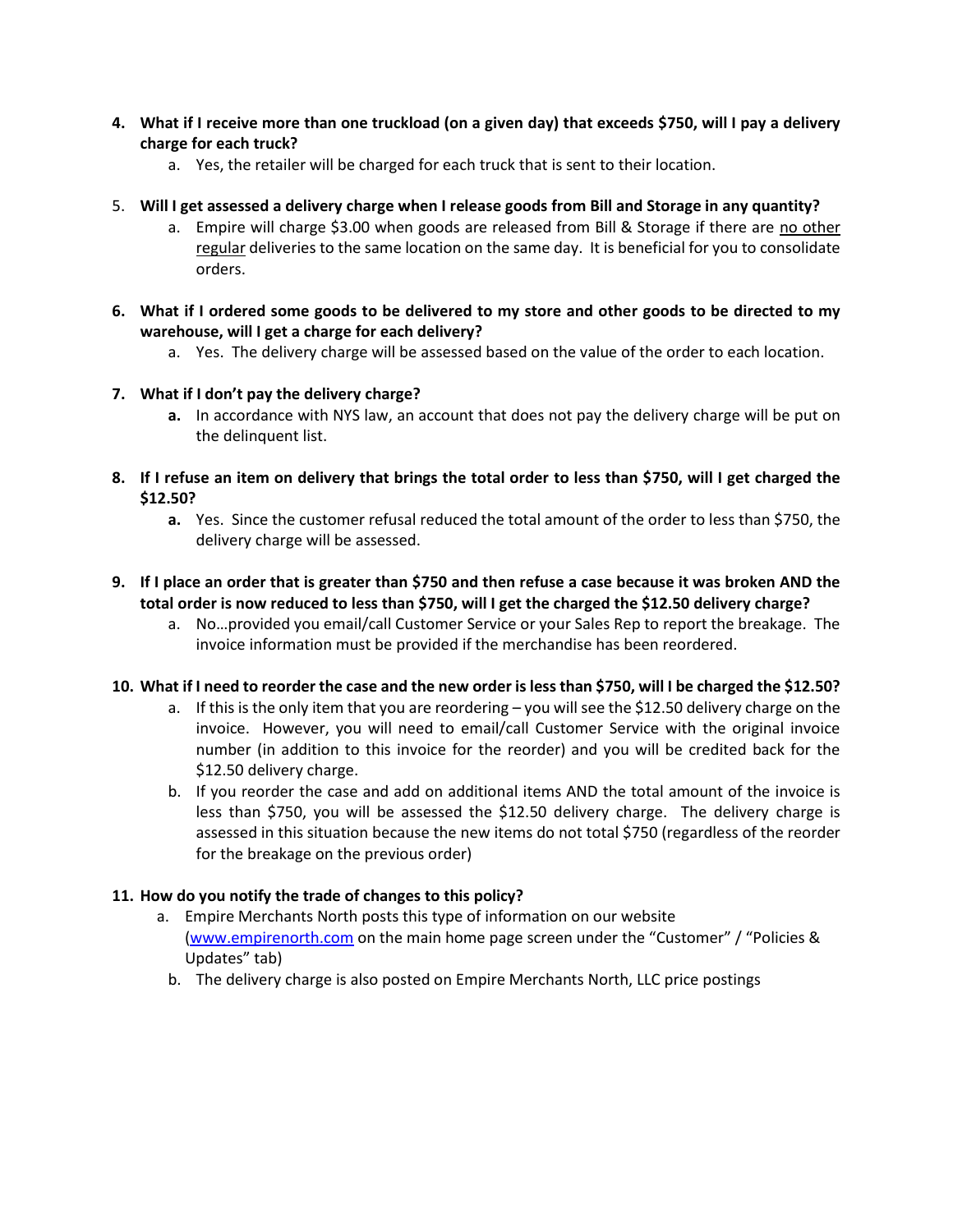4. **What if I receive more than one truckload (on a given day) that exceeds $750, will I pay a delivery charge for each truck?**
    a. Yes, the retailer will be charged for each truck that is sent to their location.

5. **Will I get assessed a delivery charge when I release goods from Bill and Storage in any quantity?**
    a. Empire will charge $3.00 when goods are released from Bill & Storage if there are no other regular deliveries to the same location on the same day. It is beneficial for you to consolidate orders.

6. **What if I ordered some goods to be delivered to my store and other goods to be directed to my warehouse, will I get a charge for each delivery?**
    a. Yes. The delivery charge will be assessed based on the value of the order to each location.

7. **What if I don't pay the delivery charge?**
    **a.** In accordance with NYS law, an account that does not pay the delivery charge will be put on the delinquent list.

8. **If I refuse an item on delivery that brings the total order to less than $750, will I get charged the $12.50?**
    **a.** Yes. Since the customer refusal reduced the total amount of the order to less than $750, the delivery charge will be assessed.

9. **If I place an order that is greater than $750 and then refuse a case because it was broken AND the total order is now reduced to less than $750, will I get the charged the $12.50 delivery charge?**
    a. No…provided you email/call Customer Service or your Sales Rep to report the breakage. The invoice information must be provided if the merchandise has been reordered.

10. **What if I need to reorder the case and the new order is less than $750, will I be charged the $12.50?**
    a. If this is the only item that you are reordering – you will see the $12.50 delivery charge on the invoice. However, you will need to email/call Customer Service with the original invoice number (in addition to this invoice for the reorder) and you will be credited back for the $12.50 delivery charge.
    b. If you reorder the case and add on additional items AND the total amount of the invoice is less than $750, you will be assessed the $12.50 delivery charge. The delivery charge is assessed in this situation because the new items do not total $750 (regardless of the reorder for the breakage on the previous order)

11. **How do you notify the trade of changes to this policy?**
    a. Empire Merchants North posts this type of information on our website (www.empirenorth.com on the main home page screen under the "Customer" / "Policies & Updates" tab)
    b. The delivery charge is also posted on Empire Merchants North, LLC price postings